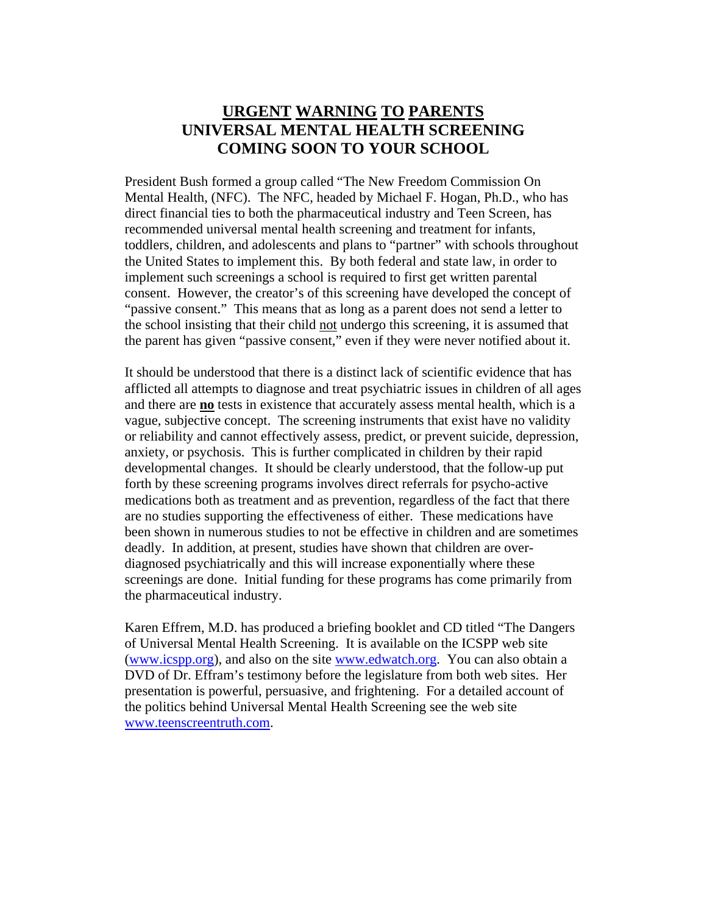# URGENT WARNING TO PARENTS
# UNIVERSAL MENTAL HEALTH SCREENING
# COMING SOON TO YOUR SCHOOL

President Bush formed a group called "The New Freedom Commission On Mental Health, (NFC). The NFC, headed by Michael F. Hogan, Ph.D., who has direct financial ties to both the pharmaceutical industry and Teen Screen, has recommended universal mental health screening and treatment for infants, toddlers, children, and adolescents and plans to "partner" with schools throughout the United States to implement this. By both federal and state law, in order to implement such screenings a school is required to first get written parental consent. However, the creator's of this screening have developed the concept of "passive consent." This means that as long as a parent does not send a letter to the school insisting that their child not undergo this screening, it is assumed that the parent has given "passive consent," even if they were never notified about it.

It should be understood that there is a distinct lack of scientific evidence that has afflicted all attempts to diagnose and treat psychiatric issues in children of all ages and there are **no** tests in existence that accurately assess mental health, which is a vague, subjective concept. The screening instruments that exist have no validity or reliability and cannot effectively assess, predict, or prevent suicide, depression, anxiety, or psychosis. This is further complicated in children by their rapid developmental changes. It should be clearly understood, that the follow-up put forth by these screening programs involves direct referrals for psycho-active medications both as treatment and as prevention, regardless of the fact that there are no studies supporting the effectiveness of either. These medications have been shown in numerous studies to not be effective in children and are sometimes deadly. In addition, at present, studies have shown that children are over-diagnosed psychiatrically and this will increase exponentially where these screenings are done. Initial funding for these programs has come primarily from the pharmaceutical industry.

Karen Effrem, M.D. has produced a briefing booklet and CD titled "The Dangers of Universal Mental Health Screening. It is available on the ICSPP web site (www.icspp.org), and also on the site www.edwatch.org. You can also obtain a DVD of Dr. Effram's testimony before the legislature from both web sites. Her presentation is powerful, persuasive, and frightening. For a detailed account of the politics behind Universal Mental Health Screening see the web site www.teenscreentruth.com.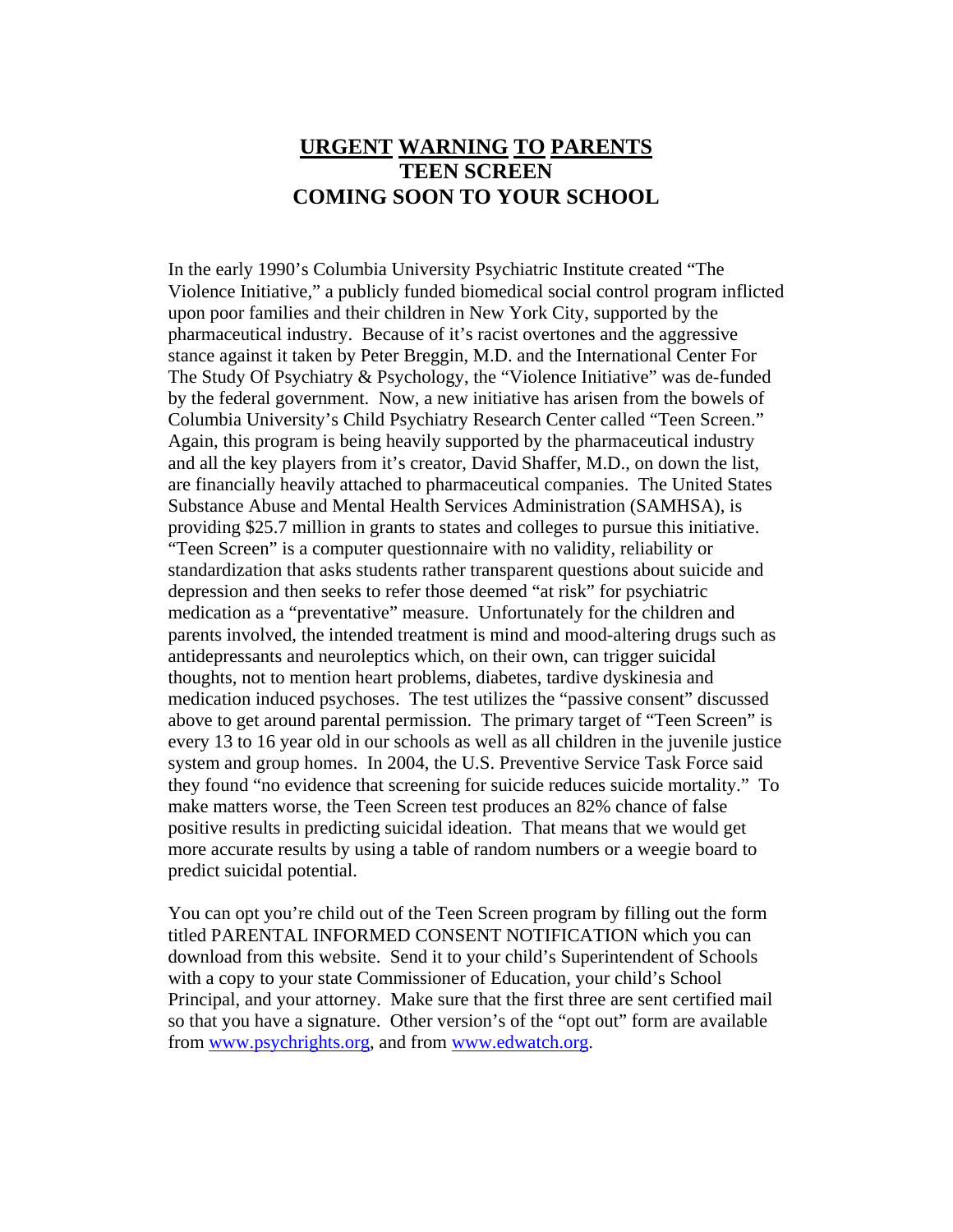# <u>URGENT</u> <u>WARNING</u> <u>TO</u> <u>PARENTS</u>
# TEEN SCREEN
# COMING SOON TO YOUR SCHOOL

In the early 1990's Columbia University Psychiatric Institute created "The Violence Initiative," a publicly funded biomedical social control program inflicted upon poor families and their children in New York City, supported by the pharmaceutical industry. Because of it's racist overtones and the aggressive stance against it taken by Peter Breggin, M.D. and the International Center For The Study Of Psychiatry & Psychology, the "Violence Initiative" was de-funded by the federal government. Now, a new initiative has arisen from the bowels of Columbia University's Child Psychiatry Research Center called "Teen Screen." Again, this program is being heavily supported by the pharmaceutical industry and all the key players from it's creator, David Shaffer, M.D., on down the list, are financially heavily attached to pharmaceutical companies. The United States Substance Abuse and Mental Health Services Administration (SAMHSA), is providing $25.7 million in grants to states and colleges to pursue this initiative. "Teen Screen" is a computer questionnaire with no validity, reliability or standardization that asks students rather transparent questions about suicide and depression and then seeks to refer those deemed "at risk" for psychiatric medication as a "preventative" measure. Unfortunately for the children and parents involved, the intended treatment is mind and mood-altering drugs such as antidepressants and neuroleptics which, on their own, can trigger suicidal thoughts, not to mention heart problems, diabetes, tardive dyskinesia and medication induced psychoses. The test utilizes the "passive consent" discussed above to get around parental permission. The primary target of "Teen Screen" is every 13 to 16 year old in our schools as well as all children in the juvenile justice system and group homes. In 2004, the U.S. Preventive Service Task Force said they found "no evidence that screening for suicide reduces suicide mortality." To make matters worse, the Teen Screen test produces an 82% chance of false positive results in predicting suicidal ideation. That means that we would get more accurate results by using a table of random numbers or a weegie board to predict suicidal potential.

You can opt you're child out of the Teen Screen program by filling out the form titled PARENTAL INFORMED CONSENT NOTIFICATION which you can download from this website. Send it to your child's Superintendent of Schools with a copy to your state Commissioner of Education, your child's School Principal, and your attorney. Make sure that the first three are sent certified mail so that you have a signature. Other version's of the "opt out" form are available from [www.psychrights.org](http://www.psychrights.org), and from [www.edwatch.org](http://www.edwatch.org).